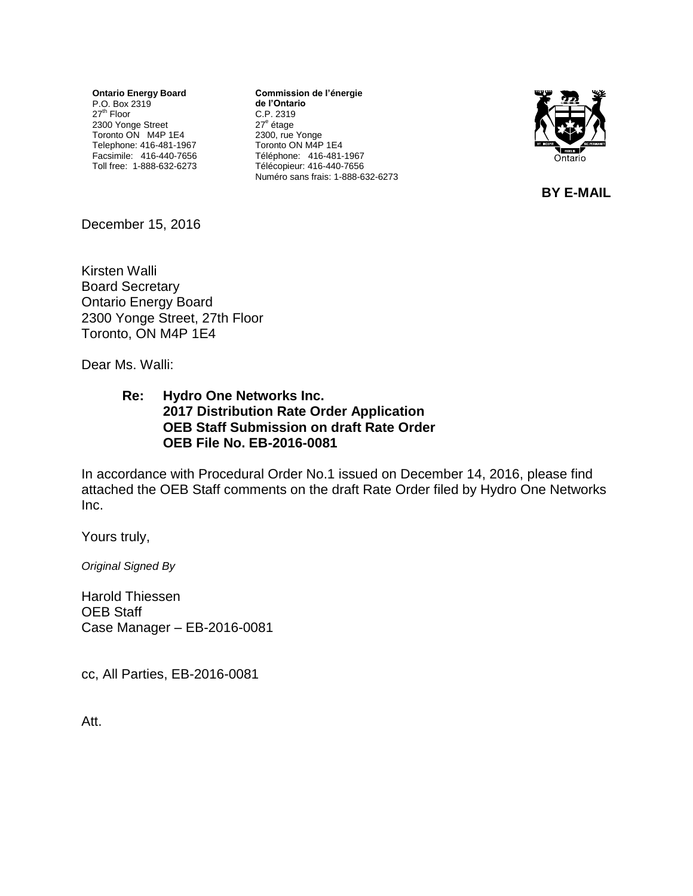**Ontario Energy Board**
P.O. Box 2319
27th Floor
2300 Yonge Street
Toronto ON M4P 1E4
Telephone: 416-481-1967
Facsimile: 416-440-7656
Toll free: 1-888-632-6273

**Commission de l'énergie de l'Ontario**
C.P. 2319
27e étage
2300, rue Yonge
Toronto ON M4P 1E4
Téléphone: 416-481-1967
Télécopieur: 416-440-7656
Numéro sans frais: 1-888-632-6273

**BY E-MAIL**

December 15, 2016

Kirsten Walli
Board Secretary
Ontario Energy Board
2300 Yonge Street, 27th Floor
Toronto, ON M4P 1E4

Dear Ms. Walli:

**Re: Hydro One Networks Inc.**
**2017 Distribution Rate Order Application**
**OEB Staff Submission on draft Rate Order**
**OEB File No. EB-2016-0081**

In accordance with Procedural Order No.1 issued on December 14, 2016, please find attached the OEB Staff comments on the draft Rate Order filed by Hydro One Networks Inc.

Yours truly,

*Original Signed By*

Harold Thiessen
OEB Staff
Case Manager – EB-2016-0081

cc, All Parties, EB-2016-0081

Att.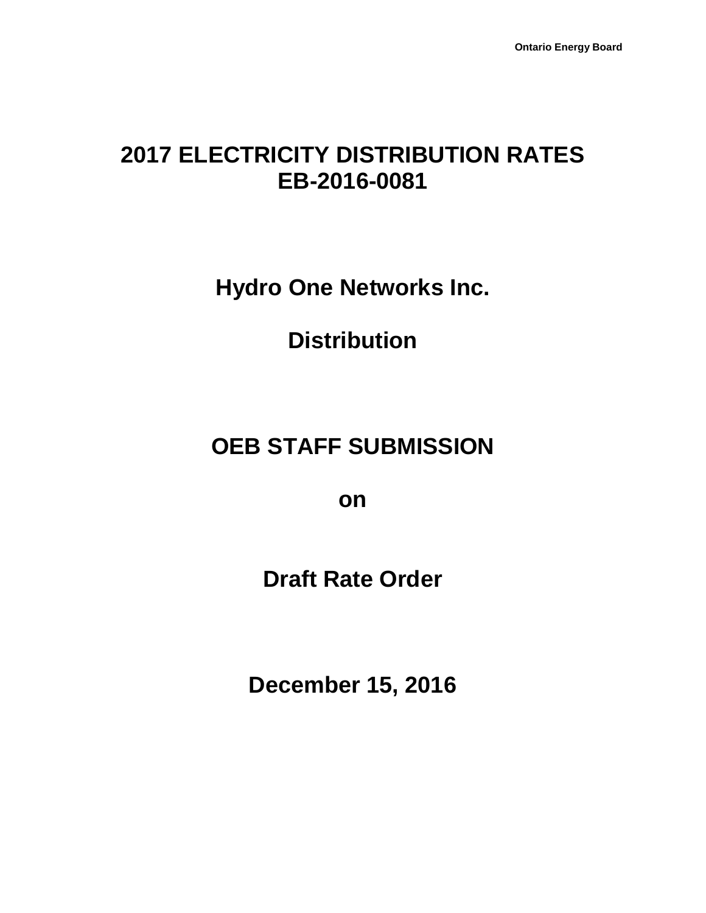# 2017 ELECTRICITY DISTRIBUTION RATES
# EB-2016-0081

# Hydro One Networks Inc.

# Distribution

# OEB STAFF SUBMISSION

# on

# Draft Rate Order

# December 15, 2016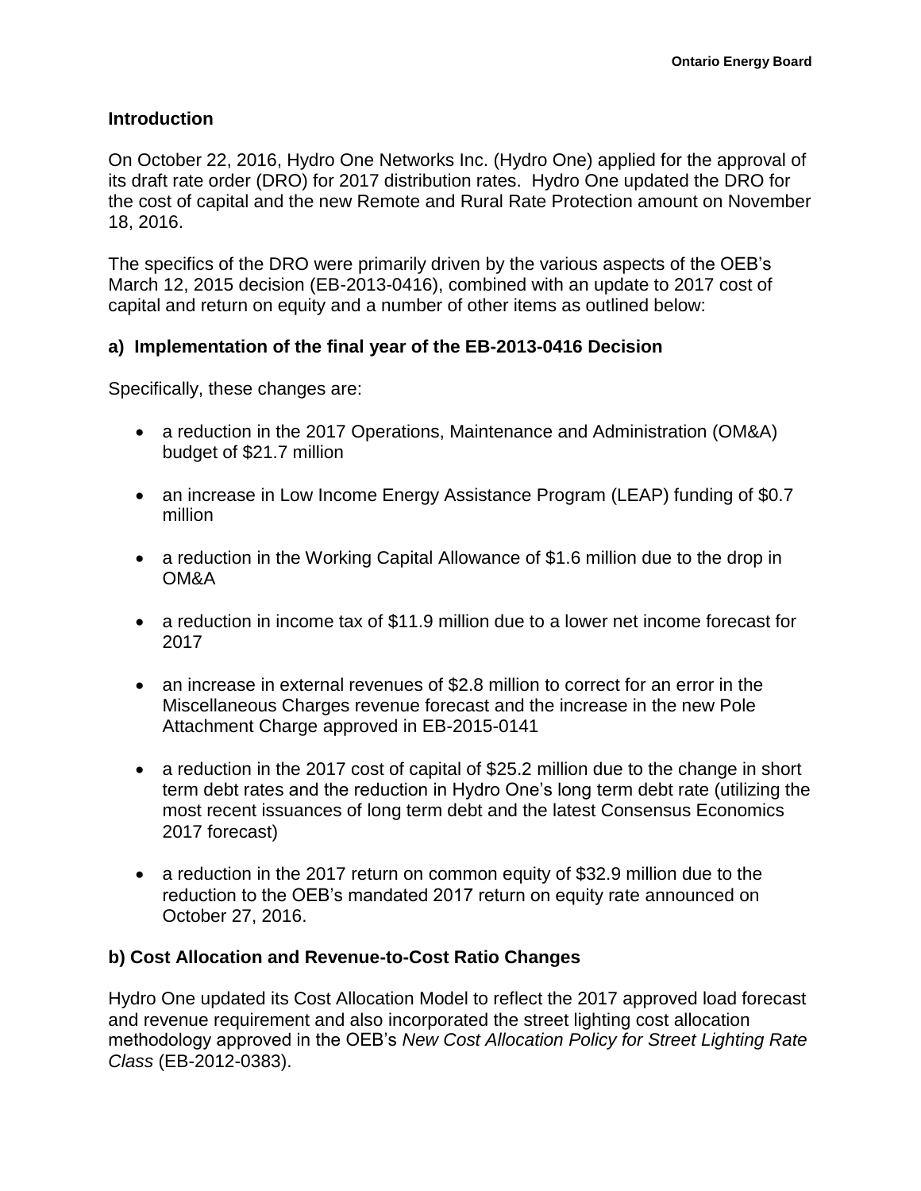## Introduction

On October 22, 2016, Hydro One Networks Inc. (Hydro One) applied for the approval of its draft rate order (DRO) for 2017 distribution rates. Hydro One updated the DRO for the cost of capital and the new Remote and Rural Rate Protection amount on November 18, 2016.

The specifics of the DRO were primarily driven by the various aspects of the OEB's March 12, 2015 decision (EB-2013-0416), combined with an update to 2017 cost of capital and return on equity and a number of other items as outlined below:

### a) Implementation of the final year of the EB-2013-0416 Decision

Specifically, these changes are:

- a reduction in the 2017 Operations, Maintenance and Administration (OM&A) budget of $21.7 million
- an increase in Low Income Energy Assistance Program (LEAP) funding of $0.7 million
- a reduction in the Working Capital Allowance of $1.6 million due to the drop in OM&A
- a reduction in income tax of $11.9 million due to a lower net income forecast for 2017
- an increase in external revenues of $2.8 million to correct for an error in the Miscellaneous Charges revenue forecast and the increase in the new Pole Attachment Charge approved in EB-2015-0141
- a reduction in the 2017 cost of capital of $25.2 million due to the change in short term debt rates and the reduction in Hydro One's long term debt rate (utilizing the most recent issuances of long term debt and the latest Consensus Economics 2017 forecast)
- a reduction in the 2017 return on common equity of $32.9 million due to the reduction to the OEB's mandated 2017 return on equity rate announced on October 27, 2016.

### b) Cost Allocation and Revenue-to-Cost Ratio Changes

Hydro One updated its Cost Allocation Model to reflect the 2017 approved load forecast and revenue requirement and also incorporated the street lighting cost allocation methodology approved in the OEB's *New Cost Allocation Policy for Street Lighting Rate Class* (EB-2012-0383).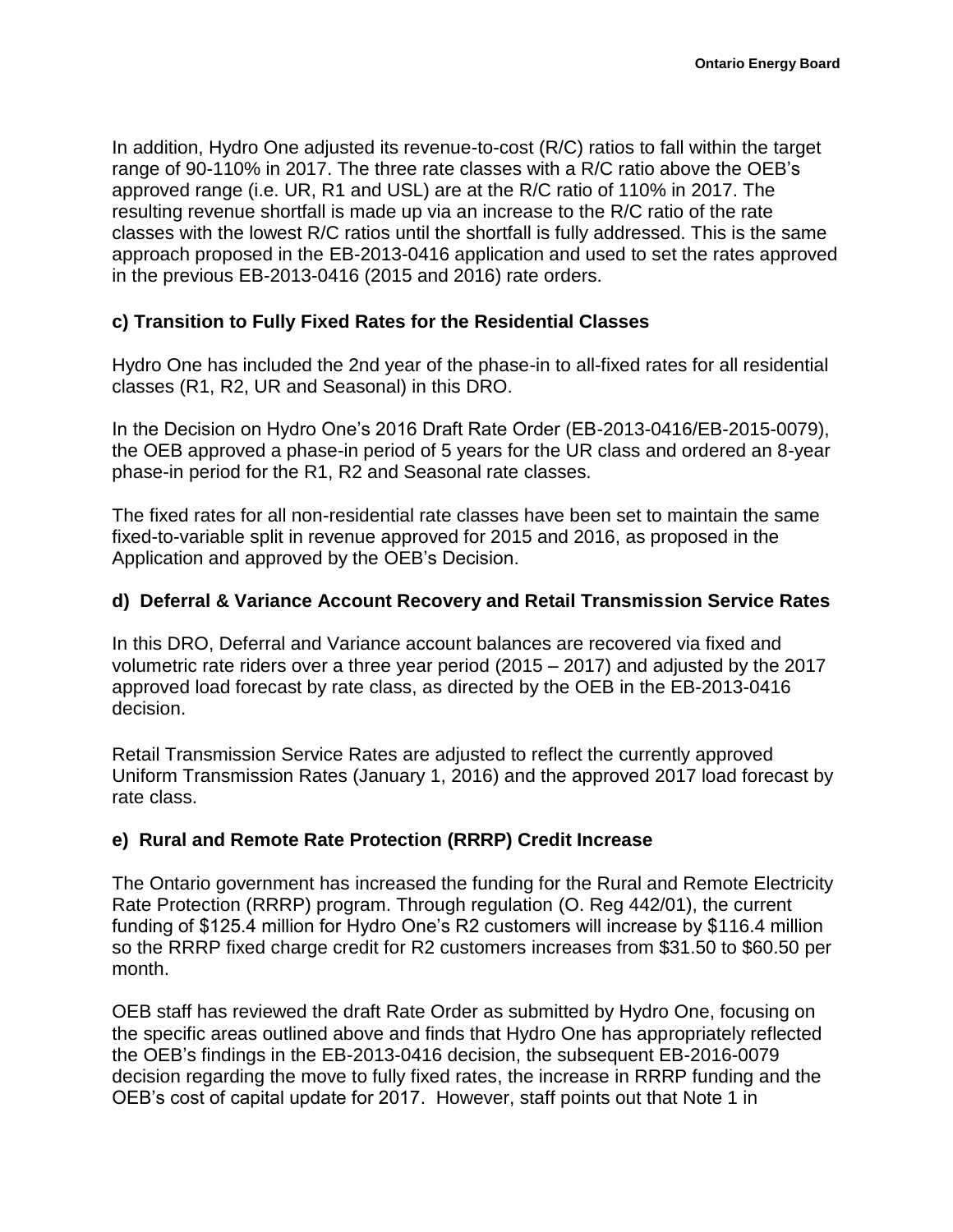In addition, Hydro One adjusted its revenue-to-cost (R/C) ratios to fall within the target range of 90-110% in 2017. The three rate classes with a R/C ratio above the OEB's approved range (i.e. UR, R1 and USL) are at the R/C ratio of 110% in 2017. The resulting revenue shortfall is made up via an increase to the R/C ratio of the rate classes with the lowest R/C ratios until the shortfall is fully addressed. This is the same approach proposed in the EB-2013-0416 application and used to set the rates approved in the previous EB-2013-0416 (2015 and 2016) rate orders.

### c) Transition to Fully Fixed Rates for the Residential Classes

Hydro One has included the 2nd year of the phase-in to all-fixed rates for all residential classes (R1, R2, UR and Seasonal) in this DRO.

In the Decision on Hydro One's 2016 Draft Rate Order (EB-2013-0416/EB-2015-0079), the OEB approved a phase-in period of 5 years for the UR class and ordered an 8-year phase-in period for the R1, R2 and Seasonal rate classes.

The fixed rates for all non-residential rate classes have been set to maintain the same fixed-to-variable split in revenue approved for 2015 and 2016, as proposed in the Application and approved by the OEB's Decision.

### d) Deferral & Variance Account Recovery and Retail Transmission Service Rates

In this DRO, Deferral and Variance account balances are recovered via fixed and volumetric rate riders over a three year period (2015 – 2017) and adjusted by the 2017 approved load forecast by rate class, as directed by the OEB in the EB-2013-0416 decision.

Retail Transmission Service Rates are adjusted to reflect the currently approved Uniform Transmission Rates (January 1, 2016) and the approved 2017 load forecast by rate class.

### e) Rural and Remote Rate Protection (RRRP) Credit Increase

The Ontario government has increased the funding for the Rural and Remote Electricity Rate Protection (RRRP) program. Through regulation (O. Reg 442/01), the current funding of $125.4 million for Hydro One's R2 customers will increase by $116.4 million so the RRRP fixed charge credit for R2 customers increases from $31.50 to $60.50 per month.

OEB staff has reviewed the draft Rate Order as submitted by Hydro One, focusing on the specific areas outlined above and finds that Hydro One has appropriately reflected the OEB's findings in the EB-2013-0416 decision, the subsequent EB-2016-0079 decision regarding the move to fully fixed rates, the increase in RRRP funding and the OEB's cost of capital update for 2017. However, staff points out that Note 1 in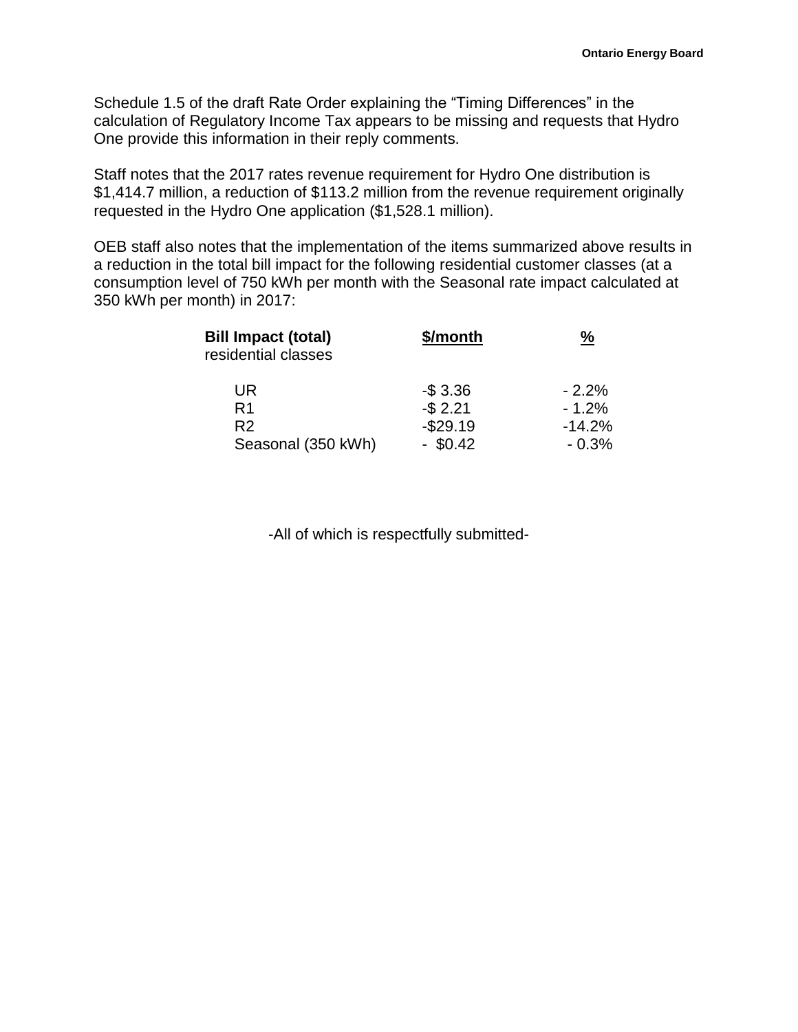Schedule 1.5 of the draft Rate Order explaining the "Timing Differences" in the calculation of Regulatory Income Tax appears to be missing and requests that Hydro One provide this information in their reply comments.

Staff notes that the 2017 rates revenue requirement for Hydro One distribution is $1,414.7 million, a reduction of $113.2 million from the revenue requirement originally requested in the Hydro One application ($1,528.1 million).

OEB staff also notes that the implementation of the items summarized above results in a reduction in the total bill impact for the following residential customer classes (at a consumption level of 750 kWh per month with the Seasonal rate impact calculated at 350 kWh per month) in 2017:

| **Bill Impact (total)** residential classes | **$/month** | **%** |
|---|---|---|
| UR | -$ 3.36 | - 2.2% |
| R1 | -$ 2.21 | - 1.2% |
| R2 | -$29.19 | -14.2% |
| Seasonal (350 kWh) | - $0.42 | - 0.3% |

-All of which is respectfully submitted-